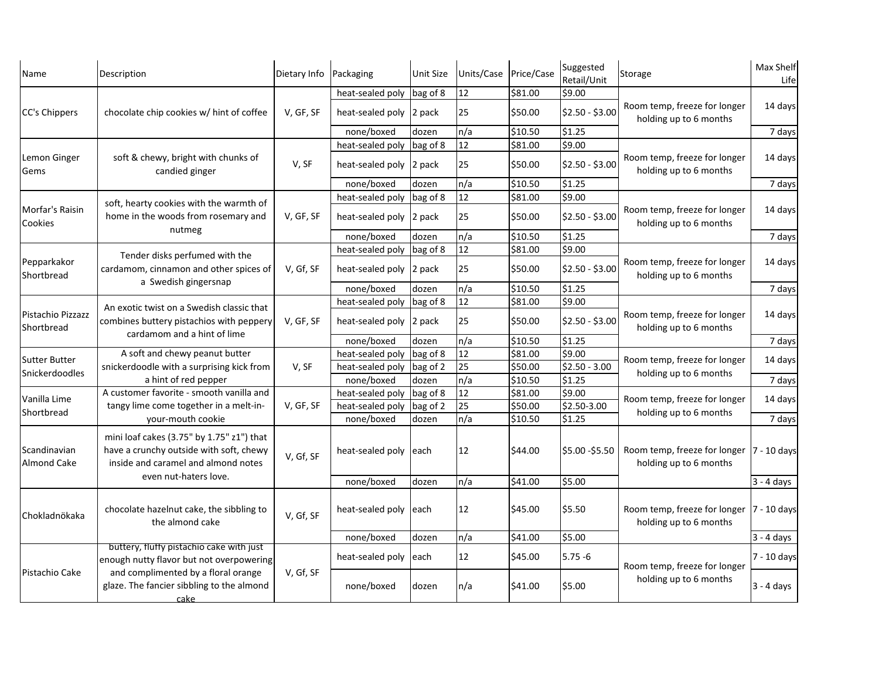| Name | Description | Dietary Info | Packaging | Unit Size | Units/Case | Price/Case | Suggested Retail/Unit | Storage | Max Shelf Life |
|---|---|---|---|---|---|---|---|---|---|
| CC's Chippers | chocolate chip cookies w/ hint of coffee | V, GF, SF | heat-sealed poly | bag of 8 | 12 | $81.00 | $9.00 | Room temp, freeze for longer holding up to 6 months | 14 days |
| | | | heat-sealed poly | 2 pack | 25 | $50.00 | $2.50 - $3.00 | | |
| | | | none/boxed | dozen | n/a | $10.50 | $1.25 | | 7 days |
| Lemon Ginger Gems | soft & chewy, bright with chunks of candied ginger | V, SF | heat-sealed poly | bag of 8 | 12 | $81.00 | $9.00 | Room temp, freeze for longer holding up to 6 months | 14 days |
| | | | heat-sealed poly | 2 pack | 25 | $50.00 | $2.50 - $3.00 | | |
| | | | none/boxed | dozen | n/a | $10.50 | $1.25 | | 7 days |
| Morfar's Raisin Cookies | soft, hearty cookies with the warmth of home in the woods from rosemary and nutmeg | V, GF, SF | heat-sealed poly | bag of 8 | 12 | $81.00 | $9.00 | Room temp, freeze for longer holding up to 6 months | 14 days |
| | | | heat-sealed poly | 2 pack | 25 | $50.00 | $2.50 - $3.00 | | |
| | | | none/boxed | dozen | n/a | $10.50 | $1.25 | | 7 days |
| Pepparkakor Shortbread | Tender disks perfumed with the cardamom, cinnamon and other spices of a Swedish gingersnap | V, Gf, SF | heat-sealed poly | bag of 8 | 12 | $81.00 | $9.00 | Room temp, freeze for longer holding up to 6 months | 14 days |
| | | | heat-sealed poly | 2 pack | 25 | $50.00 | $2.50 - $3.00 | | |
| | | | none/boxed | dozen | n/a | $10.50 | $1.25 | | 7 days |
| Pistachio Pizzazz Shortbread | An exotic twist on a Swedish classic that combines buttery pistachios with peppery cardamom and a hint of lime | V, GF, SF | heat-sealed poly | bag of 8 | 12 | $81.00 | $9.00 | Room temp, freeze for longer holding up to 6 months | 14 days |
| | | | heat-sealed poly | 2 pack | 25 | $50.00 | $2.50 - $3.00 | | |
| | | | none/boxed | dozen | n/a | $10.50 | $1.25 | | 7 days |
| Sutter Butter Snickerdoodles | A soft and chewy peanut butter snickerdoodle with a surprising kick from a hint of red pepper | V, SF | heat-sealed poly | bag of 8 | 12 | $81.00 | $9.00 | Room temp, freeze for longer holding up to 6 months | 14 days |
| | | | heat-sealed poly | bag of 2 | 25 | $50.00 | $2.50 - 3.00 | | |
| | | | none/boxed | dozen | n/a | $10.50 | $1.25 | | 7 days |
| Vanilla Lime Shortbread | A customer favorite - smooth vanilla and tangy lime come together in a melt-in-your-mouth cookie | V, GF, SF | heat-sealed poly | bag of 8 | 12 | $81.00 | $9.00 | Room temp, freeze for longer holding up to 6 months | 14 days |
| | | | heat-sealed poly | bag of 2 | 25 | $50.00 | $2.50-3.00 | | |
| | | | none/boxed | dozen | n/a | $10.50 | $1.25 | | 7 days |
| Scandinavian Almond Cake | mini loaf cakes (3.75" by 1.75" z1") that have a crunchy outside with soft, chewy inside and caramel and almond notes even nut-haters love. | V, Gf, SF | heat-sealed poly | each | 12 | $44.00 | $5.00 -$5.50 | Room temp, freeze for longer holding up to 6 months | 7 - 10 days |
| | | | none/boxed | dozen | n/a | $41.00 | $5.00 | | 3 - 4 days |
| Chokladnökaka | chocolate hazelnut cake, the sibbling to the almond cake | V, Gf, SF | heat-sealed poly | each | 12 | $45.00 | $5.50 | Room temp, freeze for longer holding up to 6 months | 7 - 10 days |
| | | | none/boxed | dozen | n/a | $41.00 | $5.00 | | 3 - 4 days |
| Pistachio Cake | buttery, fluffy pistachio cake with just enough nutty flavor but not overpowering and complimented by a floral orange glaze. The fancier sibbling to the almond cake | V, Gf, SF | heat-sealed poly | each | 12 | $45.00 | 5.75 -6 | Room temp, freeze for longer holding up to 6 months | 7 - 10 days |
| | | | none/boxed | dozen | n/a | $41.00 | $5.00 | | 3 - 4 days |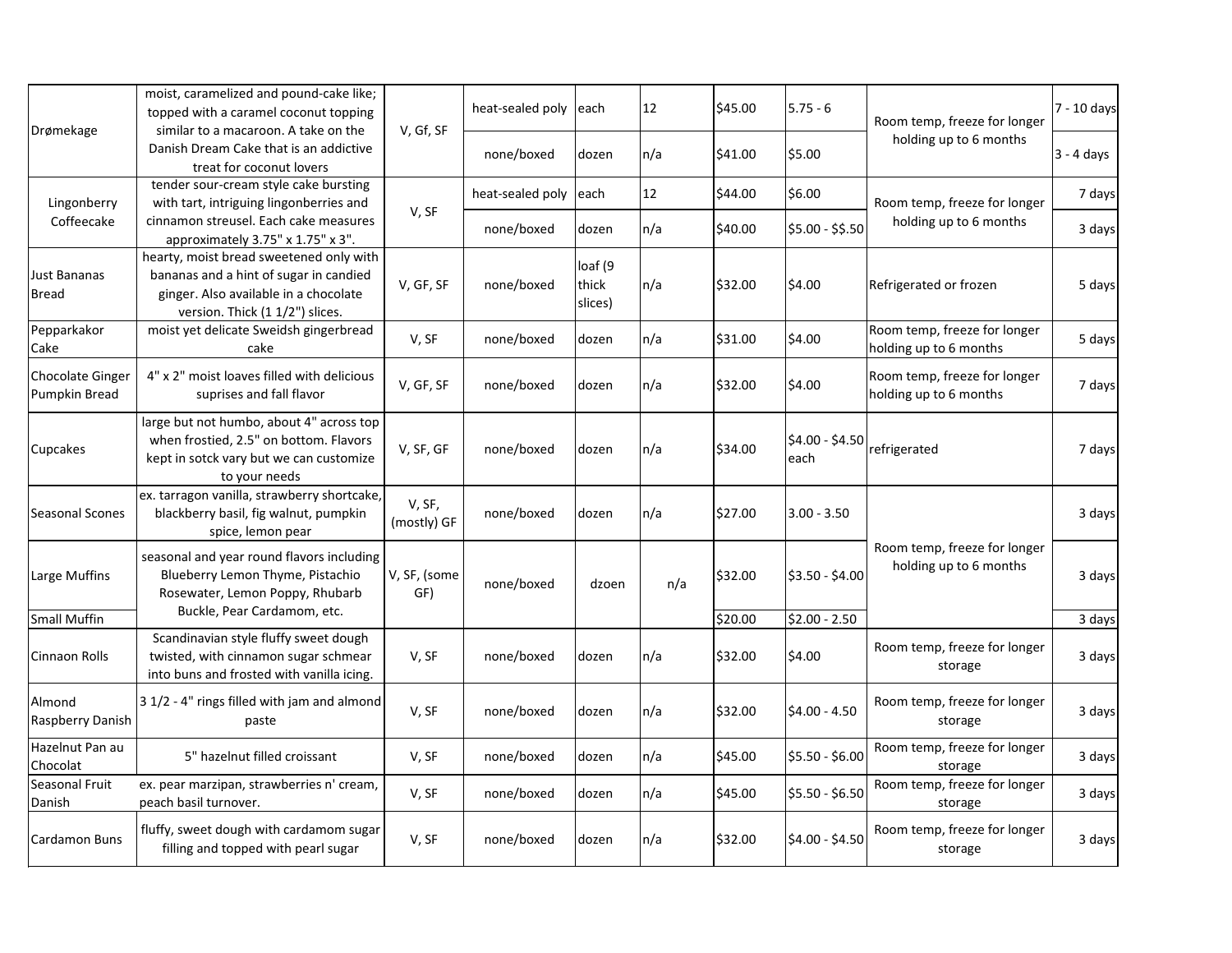| | | | | | | | | | |
|---|---|---|---|---|---|---|---|---|---|
| Drømekage | moist, caramelized and pound-cake like; topped with a caramel coconut topping similar to a macaroon. A take on the Danish Dream Cake that is an addictive treat for coconut lovers | V, Gf, SF | heat-sealed poly | each | 12 | $45.00 | 5.75 - 6 | Room temp, freeze for longer holding up to 6 months | 7 - 10 days |
| | | | none/boxed | dozen | n/a | $41.00 | $5.00 | | 3 - 4 days |
| Lingonberry Coffeecake | tender sour-cream style cake bursting with tart, intriguing lingonberries and cinnamon streusel. Each cake measures approximately 3.75" x 1.75" x 3". | V, SF | heat-sealed poly | each | 12 | $44.00 | $6.00 | Room temp, freeze for longer holding up to 6 months | 7 days |
| | | | none/boxed | dozen | n/a | $40.00 | $5.00 - $$.50 | | 3 days |
| Just Bananas Bread | hearty, moist bread sweetened only with bananas and a hint of sugar in candied ginger. Also available in a chocolate version. Thick (1 1/2") slices. | V, GF, SF | none/boxed | loaf (9 thick slices) | n/a | $32.00 | $4.00 | Refrigerated or frozen | 5 days |
| Pepparkakor Cake | moist yet delicate Sweidsh gingerbread cake | V, SF | none/boxed | dozen | n/a | $31.00 | $4.00 | Room temp, freeze for longer holding up to 6 months | 5 days |
| Chocolate Ginger Pumpkin Bread | 4" x 2" moist loaves filled with delicious suprises and fall flavor | V, GF, SF | none/boxed | dozen | n/a | $32.00 | $4.00 | Room temp, freeze for longer holding up to 6 months | 7 days |
| Cupcakes | large but not humbo, about 4" across top when frostied, 2.5" on bottom. Flavors kept in sotck vary but we can customize to your needs | V, SF, GF | none/boxed | dozen | n/a | $34.00 | $4.00 - $4.50 each | refrigerated | 7 days |
| Seasonal Scones | ex. tarragon vanilla, strawberry shortcake, blackberry basil, fig walnut, pumpkin spice, lemon pear | V, SF, (mostly) GF | none/boxed | dozen | n/a | $27.00 | 3.00 - 3.50 | Room temp, freeze for longer holding up to 6 months | 3 days |
| Large Muffins | seasonal and year round flavors including Blueberry Lemon Thyme, Pistachio Rosewater, Lemon Poppy, Rhubarb Buckle, Pear Cardamom, etc. | V, SF, (some GF) | none/boxed | dzoen | n/a | $32.00 | $3.50 - $4.00 | | 3 days |
| Small Muffin | | | | | | $20.00 | $2.00 - 2.50 | | 3 days |
| Cinnaon Rolls | Scandinavian style fluffy sweet dough twisted, with cinnamon sugar schmear into buns and frosted with vanilla icing. | V, SF | none/boxed | dozen | n/a | $32.00 | $4.00 | Room temp, freeze for longer storage | 3 days |
| Almond Raspberry Danish | 3 1/2 - 4" rings filled with jam and almond paste | V, SF | none/boxed | dozen | n/a | $32.00 | $4.00 - 4.50 | Room temp, freeze for longer storage | 3 days |
| Hazelnut Pan au Chocolat | 5" hazelnut filled croissant | V, SF | none/boxed | dozen | n/a | $45.00 | $5.50 - $6.00 | Room temp, freeze for longer storage | 3 days |
| Seasonal Fruit Danish | ex. pear marzipan, strawberries n' cream, peach basil turnover. | V, SF | none/boxed | dozen | n/a | $45.00 | $5.50 - $6.50 | Room temp, freeze for longer storage | 3 days |
| Cardamon Buns | fluffy, sweet dough with cardamom sugar filling and topped with pearl sugar | V, SF | none/boxed | dozen | n/a | $32.00 | $4.00 - $4.50 | Room temp, freeze for longer storage | 3 days |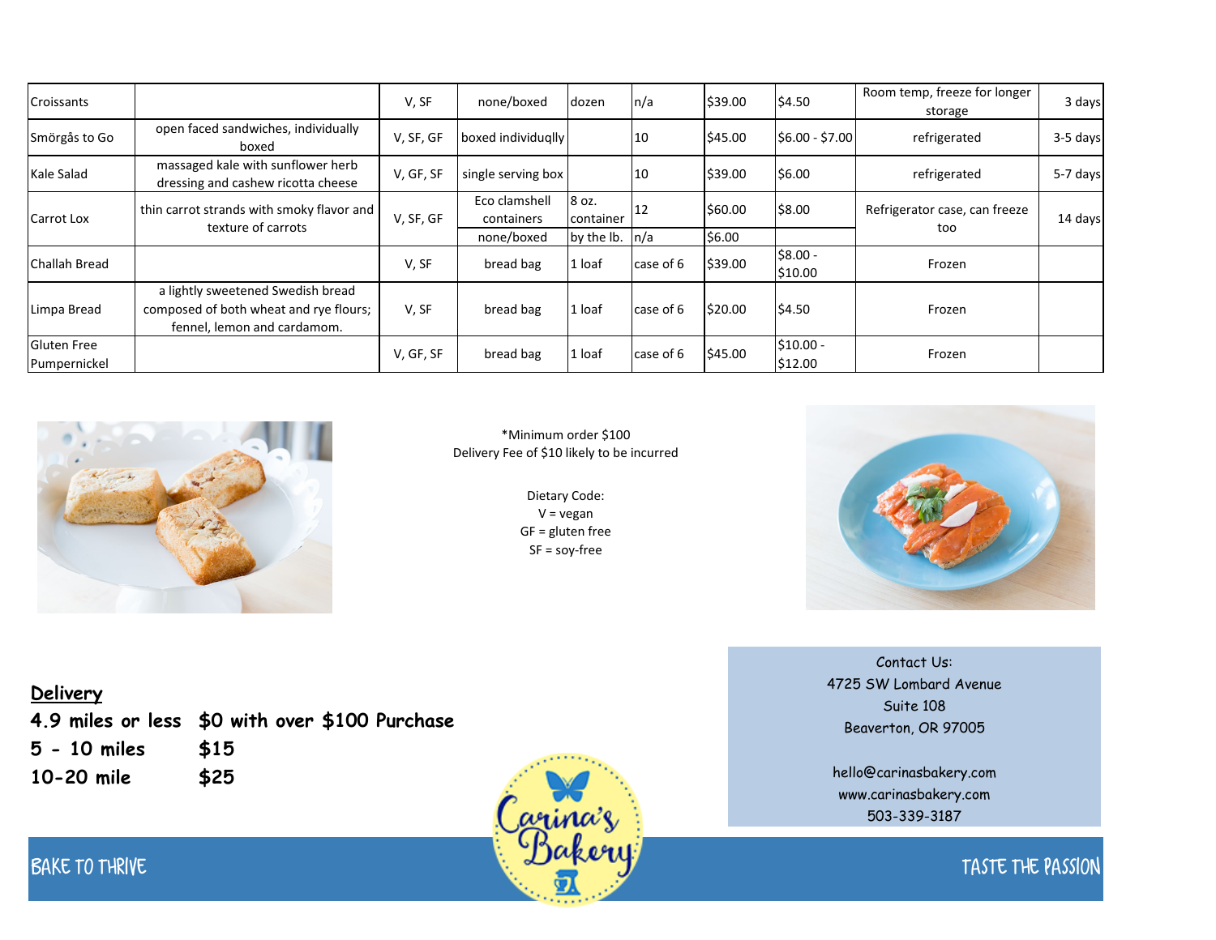| | | | | | | | | | |
|---|---|---|---|---|---|---|---|---|---|
| Croissants | | V, SF | none/boxed | dozen | n/a | $39.00 | $4.50 | Room temp, freeze for longer storage | 3 days |
| Smörgås to Go | open faced sandwiches, individually boxed | V, SF, GF | boxed individuqlly | | 10 | $45.00 | $6.00 - $7.00 | refrigerated | 3-5 days |
| Kale Salad | massaged kale with sunflower herb dressing and cashew ricotta cheese | V, GF, SF | single serving box | | 10 | $39.00 | $6.00 | refrigerated | 5-7 days |
| Carrot Lox | thin carrot strands with smoky flavor and texture of carrots | V, SF, GF | Eco clamshell containers | 8 oz. container | 12 | $60.00 | $8.00 | Refrigerator case, can freeze too | 14 days |
| | | | none/boxed | by the lb. | n/a | $6.00 | | | |
| Challah Bread | | V, SF | bread bag | 1 loaf | case of 6 | $39.00 | $8.00 - $10.00 | Frozen | |
| Limpa Bread | a lightly sweetened Swedish bread composed of both wheat and rye flours; fennel, lemon and cardamom. | V, SF | bread bag | 1 loaf | case of 6 | $20.00 | $4.50 | Frozen | |
| Gluten Free Pumpernickel | | V, GF, SF | bread bag | 1 loaf | case of 6 | $45.00 | $10.00 - $12.00 | Frozen | |

*Minimum order $100
Delivery Fee of $10 likely to be incurred

Dietary Code:
V = vegan
GF = gluten free
SF = soy-free

**Delivery**

**4.9 miles or less $0 with over $100 Purchase**
**5 - 10 miles $15**
**10-20 mile $25**

Contact Us:
4725 SW Lombard Avenue
Suite 108
Beaverton, OR 97005

hello@carinasbakery.com
www.carinasbakery.com
503-339-3187

BAKE TO THRIVE

Carina's Bakery

TASTE THE PASSION